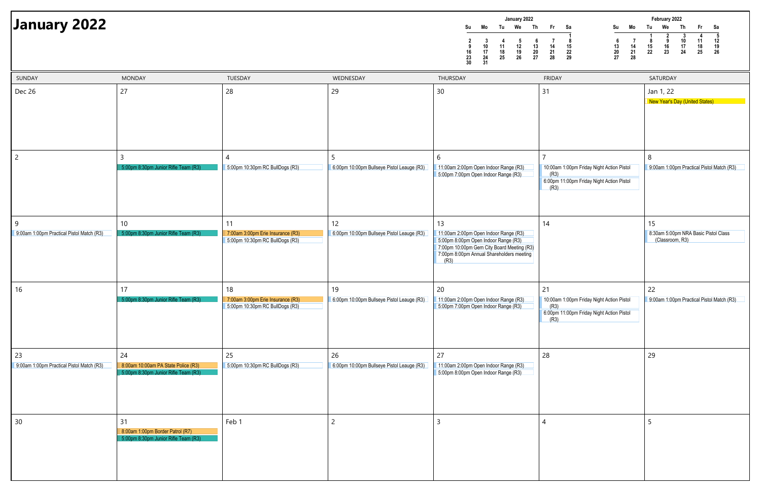# January 2022

**January 2022**

| Su | Mo | Tu | We | Th | Fr | Sa |
|---|---|---|---|---|---|---|
| | | | | | | 1 |
| 2 | 3 | 4 | 5 | 6 | 7 | 8 |
| 9 | 10 | 11 | 12 | 13 | 14 | 15 |
| 16 | 17 | 18 | 19 | 20 | 21 | 22 |
| 23 | 24 | 25 | 26 | 27 | 28 | 29 |
| 30 | 31 | | | | | |

**February 2022**

| Su | Mo | Tu | We | Th | Fr | Sa |
|---|---|---|---|---|---|---|
| | | 1 | 2 | 3 | 4 | 5 |
| 6 | 7 | 8 | 9 | 10 | 11 | 12 |
| 13 | 14 | 15 | 16 | 17 | 18 | 19 |
| 20 | 21 | 22 | 23 | 24 | 25 | 26 |
| 27 | 28 | | | | | |

| SUNDAY | MONDAY | TUESDAY | WEDNESDAY | THURSDAY | FRIDAY | SATURDAY |
|---|---|---|---|---|---|---|
| Dec 26 | 27 | 28 | 29 | 30 | 31 | Jan 1, 22<br>New Year's Day (United States) |
| 2 | 3<br>5:00pm 8:30pm Junior Rifle Team (R3) | 4<br>5:00pm 10:30pm RC BullDogs (R3) | 5<br>6:00pm 10:00pm Bullseye Pistol Leauge (R3) | 6<br>11:00am 2:00pm Open Indoor Range (R3)<br>5:00pm 7:00pm Open Indoor Range (R3) | 7<br>10:00am 1:00pm Friday Night Action Pistol (R3)<br>6:00pm 11:00pm Friday Night Action Pistol (R3) | 8<br>9:00am 1:00pm Practical Pistol Match (R3) |
| 9<br>9:00am 1:00pm Practical Pistol Match (R3) | 10<br>5:00pm 8:30pm Junior Rifle Team (R3) | 11<br>7:00am 3:00pm Erie Insurance (R3)<br>5:00pm 10:30pm RC BullDogs (R3) | 12<br>6:00pm 10:00pm Bullseye Pistol Leauge (R3) | 13<br>11:00am 2:00pm Open Indoor Range (R3)<br>5:00pm 8:00pm Open Indoor Range (R3)<br>7:00pm 10:00pm Gem City Board Meeting (R3)<br>7:00pm 8:00pm Annual Shareholders meeting (R3) | 14 | 15<br>8:30am 5:00pm NRA Basic Pistol Class (Classroom, R3) |
| 16 | 17<br>5:00pm 8:30pm Junior Rifle Team (R3) | 18<br>7:00am 3:00pm Erie Insurance (R3)<br>5:00pm 10:30pm RC BullDogs (R3) | 19<br>6:00pm 10:00pm Bullseye Pistol Leauge (R3) | 20<br>11:00am 2:00pm Open Indoor Range (R3)<br>5:00pm 7:00pm Open Indoor Range (R3) | 21<br>10:00am 1:00pm Friday Night Action Pistol (R3)<br>6:00pm 11:00pm Friday Night Action Pistol (R3) | 22<br>9:00am 1:00pm Practical Pistol Match (R3) |
| 23<br>9:00am 1:00pm Practical Pistol Match (R3) | 24<br>8:00am 10:00am PA State Police (R3)<br>5:00pm 8:30pm Junior Rifle Team (R3) | 25<br>5:00pm 10:30pm RC BullDogs (R3) | 26<br>6:00pm 10:00pm Bullseye Pistol Leauge (R3) | 27<br>11:00am 2:00pm Open Indoor Range (R3)<br>5:00pm 8:00pm Open Indoor Range (R3) | 28 | 29 |
| 30 | 31<br>8:00am 1:00pm Border Patrol (R7)<br>5:00pm 8:30pm Junior Rifle Team (R3) | Feb 1 | 2 | 3 | 4 | 5 |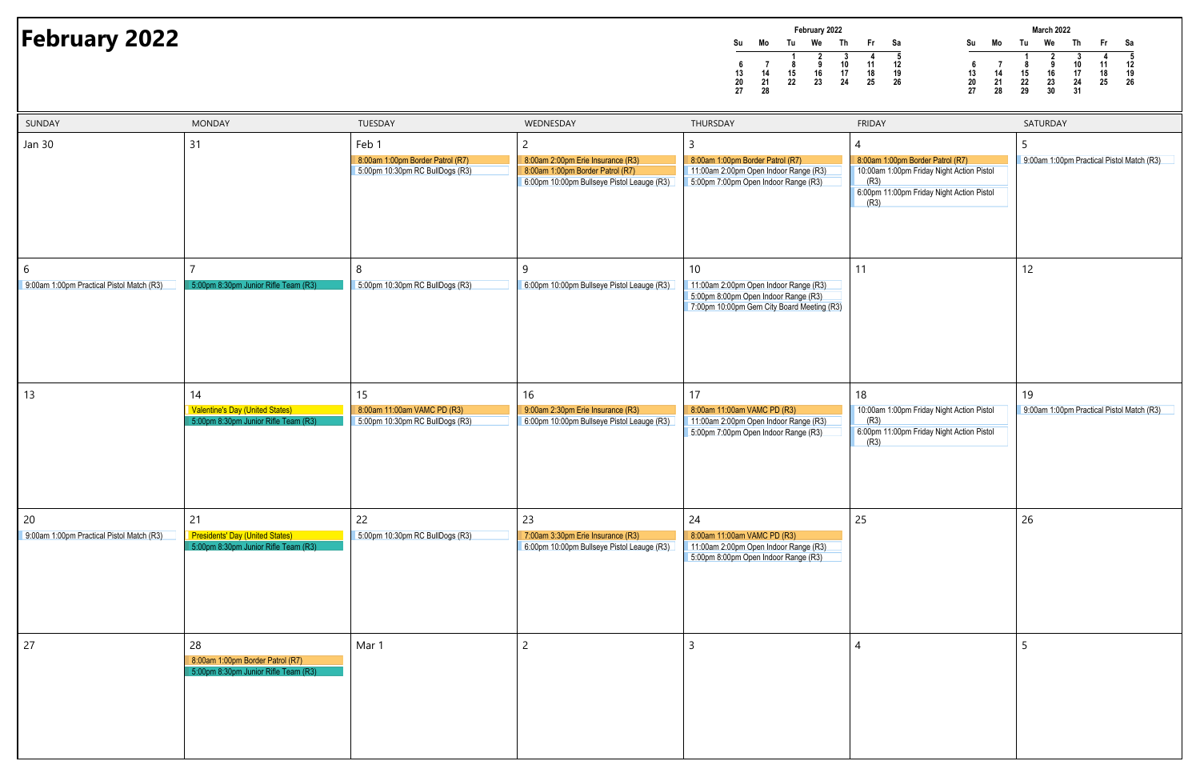# February 2022

| February 2022 | | | | | | |
|---|---|---|---|---|---|---|
| Su | Mo | Tu | We | Th | Fr | Sa |
| | | 1 | 2 | 3 | 4 | 5 |
| 6 | 7 | 8 | 9 | 10 | 11 | 12 |
| 13 | 14 | 15 | 16 | 17 | 18 | 19 |
| 20 | 21 | 22 | 23 | 24 | 25 | 26 |
| 27 | 28 | | | | | |

| March 2022 | | | | | | |
|---|---|---|---|---|---|---|
| Su | Mo | Tu | We | Th | Fr | Sa |
| | | 1 | 2 | 3 | 4 | 5 |
| 6 | 7 | 8 | 9 | 10 | 11 | 12 |
| 13 | 14 | 15 | 16 | 17 | 18 | 19 |
| 20 | 21 | 22 | 23 | 24 | 25 | 26 |
| 27 | 28 | 29 | 30 | 31 | | |

| SUNDAY | MONDAY | TUESDAY | WEDNESDAY | THURSDAY | FRIDAY | SATURDAY |
|---|---|---|---|---|---|---|
| Jan 30 | 31 | Feb 1<br>8:00am 1:00pm Border Patrol (R7)<br>5:00pm 10:30pm RC BullDogs (R3) | 2<br>8:00am 2:00pm Erie Insurance (R3)<br>8:00am 1:00pm Border Patrol (R7)<br>6:00pm 10:00pm Bullseye Pistol Leauge (R3) | 3<br>8:00am 1:00pm Border Patrol (R7)<br>11:00am 2:00pm Open Indoor Range (R3)<br>5:00pm 7:00pm Open Indoor Range (R3) | 4<br>8:00am 1:00pm Border Patrol (R7)<br>10:00am 1:00pm Friday Night Action Pistol (R3)<br>6:00pm 11:00pm Friday Night Action Pistol (R3) | 5<br>9:00am 1:00pm Practical Pistol Match (R3) |
| 6<br>9:00am 1:00pm Practical Pistol Match (R3) | 7<br>5:00pm 8:30pm Junior Rifle Team (R3) | 8<br>5:00pm 10:30pm RC BullDogs (R3) | 9<br>6:00pm 10:00pm Bullseye Pistol Leauge (R3) | 10<br>11:00am 2:00pm Open Indoor Range (R3)<br>5:00pm 8:00pm Open Indoor Range (R3)<br>7:00pm 10:00pm Gem City Board Meeting (R3) | 11 | 12 |
| 13 | 14<br>Valentine's Day (United States)<br>5:00pm 8:30pm Junior Rifle Team (R3) | 15<br>8:00am 11:00am VAMC PD (R3)<br>5:00pm 10:30pm RC BullDogs (R3) | 16<br>9:00am 2:30pm Erie Insurance (R3)<br>6:00pm 10:00pm Bullseye Pistol Leauge (R3) | 17<br>8:00am 11:00am VAMC PD (R3)<br>11:00am 2:00pm Open Indoor Range (R3)<br>5:00pm 7:00pm Open Indoor Range (R3) | 18<br>10:00am 1:00pm Friday Night Action Pistol (R3)<br>6:00pm 11:00pm Friday Night Action Pistol (R3) | 19<br>9:00am 1:00pm Practical Pistol Match (R3) |
| 20<br>9:00am 1:00pm Practical Pistol Match (R3) | 21<br>Presidents' Day (United States)<br>5:00pm 8:30pm Junior Rifle Team (R3) | 22<br>5:00pm 10:30pm RC BullDogs (R3) | 23<br>7:00am 3:30pm Erie Insurance (R3)<br>6:00pm 10:00pm Bullseye Pistol Leauge (R3) | 24<br>8:00am 11:00am VAMC PD (R3)<br>11:00am 2:00pm Open Indoor Range (R3)<br>5:00pm 8:00pm Open Indoor Range (R3) | 25 | 26 |
| 27 | 28<br>8:00am 1:00pm Border Patrol (R7)<br>5:00pm 8:30pm Junior Rifle Team (R3) | Mar 1 | 2 | 3 | 4 | 5 |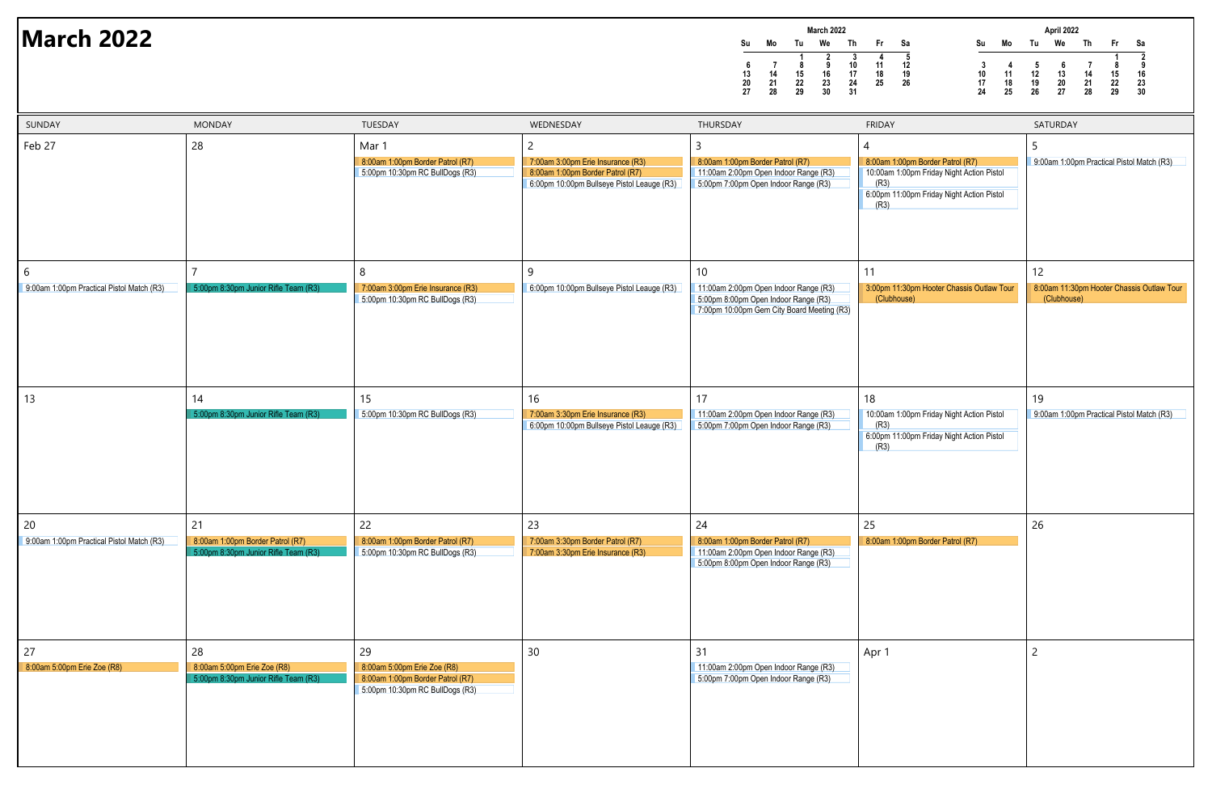# March 2022

**March 2022**

| Su | Mo | Tu | We | Th | Fr | Sa |
|---|---|---|---|---|---|---|
| | | 1 | 2 | 3 | 4 | 5 |
| 6 | 7 | 8 | 9 | 10 | 11 | 12 |
| 13 | 14 | 15 | 16 | 17 | 18 | 19 |
| 20 | 21 | 22 | 23 | 24 | 25 | 26 |
| 27 | 28 | 29 | 30 | 31 | | |

**April 2022**

| Su | Mo | Tu | We | Th | Fr | Sa |
|---|---|---|---|---|---|---|
| | | | | | 1 | 2 |
| 3 | 4 | 5 | 6 | 7 | 8 | 9 |
| 10 | 11 | 12 | 13 | 14 | 15 | 16 |
| 17 | 18 | 19 | 20 | 21 | 22 | 23 |
| 24 | 25 | 26 | 27 | 28 | 29 | 30 |

| SUNDAY | MONDAY | TUESDAY | WEDNESDAY | THURSDAY | FRIDAY | SATURDAY |
|---|---|---|---|---|---|---|
| Feb 27 | 28 | Mar 1<br>8:00am 1:00pm Border Patrol (R7)<br>5:00pm 10:30pm RC BullDogs (R3) | 2<br>7:00am 3:00pm Erie Insurance (R3)<br>8:00am 1:00pm Border Patrol (R7)<br>6:00pm 10:00pm Bullseye Pistol Leauge (R3) | 3<br>8:00am 1:00pm Border Patrol (R7)<br>11:00am 2:00pm Open Indoor Range (R3)<br>5:00pm 7:00pm Open Indoor Range (R3) | 4<br>8:00am 1:00pm Border Patrol (R7)<br>10:00am 1:00pm Friday Night Action Pistol (R3)<br>6:00pm 11:00pm Friday Night Action Pistol (R3) | 5<br>9:00am 1:00pm Practical Pistol Match (R3) |
| 6<br>9:00am 1:00pm Practical Pistol Match (R3) | 7<br>5:00pm 8:30pm Junior Rifle Team (R3) | 8<br>7:00am 3:00pm Erie Insurance (R3)<br>5:00pm 10:30pm RC BullDogs (R3) | 9<br>6:00pm 10:00pm Bullseye Pistol Leauge (R3) | 10<br>11:00am 2:00pm Open Indoor Range (R3)<br>5:00pm 8:00pm Open Indoor Range (R3)<br>7:00pm 10:00pm Gem City Board Meeting (R3) | 11<br>3:00pm 11:30pm Hooter Chassis Outlaw Tour (Clubhouse) | 12<br>8:00am 11:30pm Hooter Chassis Outlaw Tour (Clubhouse) |
| 13 | 14<br>5:00pm 8:30pm Junior Rifle Team (R3) | 15<br>5:00pm 10:30pm RC BullDogs (R3) | 16<br>7:00am 3:30pm Erie Insurance (R3)<br>6:00pm 10:00pm Bullseye Pistol Leauge (R3) | 17<br>11:00am 2:00pm Open Indoor Range (R3)<br>5:00pm 7:00pm Open Indoor Range (R3) | 18<br>10:00am 1:00pm Friday Night Action Pistol (R3)<br>6:00pm 11:00pm Friday Night Action Pistol (R3) | 19<br>9:00am 1:00pm Practical Pistol Match (R3) |
| 20<br>9:00am 1:00pm Practical Pistol Match (R3) | 21<br>8:00am 1:00pm Border Patrol (R7)<br>5:00pm 8:30pm Junior Rifle Team (R3) | 22<br>8:00am 1:00pm Border Patrol (R7)<br>5:00pm 10:30pm RC BullDogs (R3) | 23<br>7:00am 3:30pm Border Patrol (R7)<br>7:00am 3:30pm Erie Insurance (R3) | 24<br>8:00am 1:00pm Border Patrol (R7)<br>11:00am 2:00pm Open Indoor Range (R3)<br>5:00pm 8:00pm Open Indoor Range (R3) | 25<br>8:00am 1:00pm Border Patrol (R7) | 26 |
| 27<br>8:00am 5:00pm Erie Zoe (R8) | 28<br>8:00am 5:00pm Erie Zoe (R8)<br>5:00pm 8:30pm Junior Rifle Team (R3) | 29<br>8:00am 5:00pm Erie Zoe (R8)<br>8:00am 1:00pm Border Patrol (R7)<br>5:00pm 10:30pm RC BullDogs (R3) | 30 | 31<br>11:00am 2:00pm Open Indoor Range (R3)<br>5:00pm 7:00pm Open Indoor Range (R3) | Apr 1 | 2 |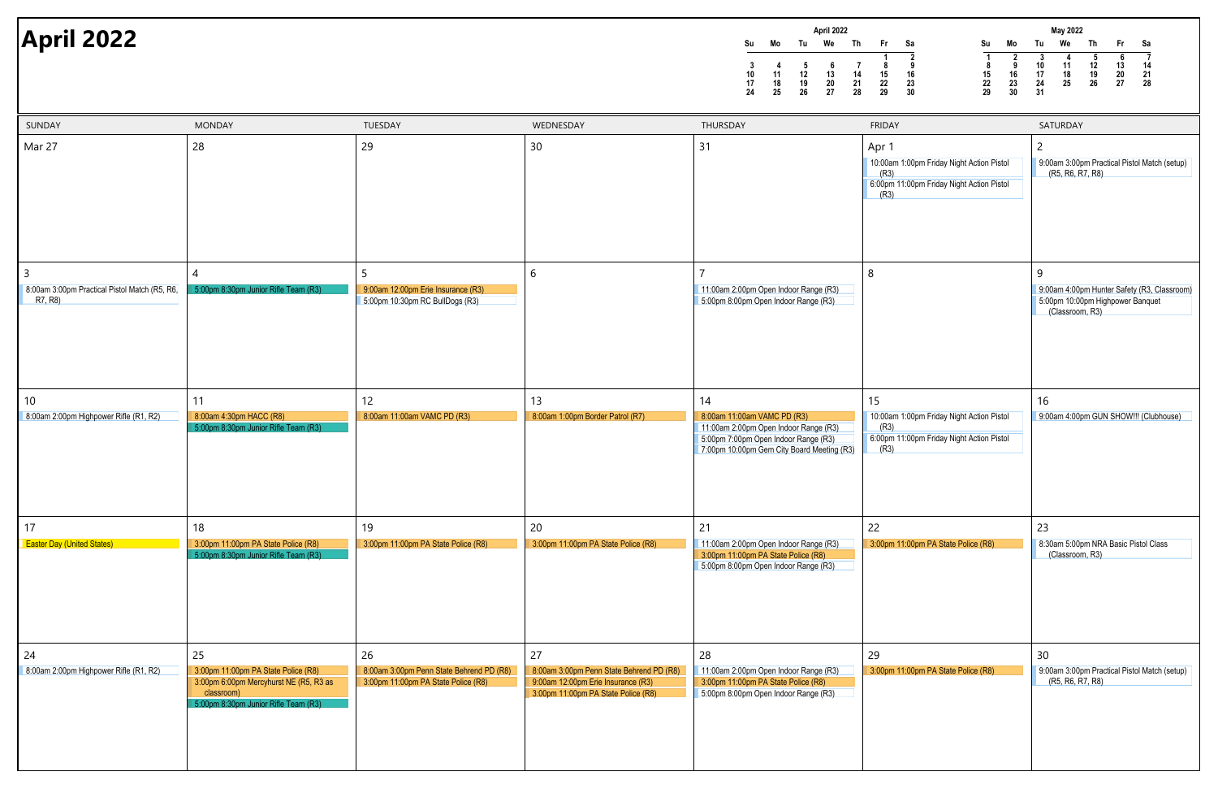# April 2022

**April 2022**

| Su | Mo | Tu | We | Th | Fr | Sa |
|---|---|---|---|---|---|---|
| | | | | | 1 | 2 |
| 3 | 4 | 5 | 6 | 7 | 8 | 9 |
| 10 | 11 | 12 | 13 | 14 | 15 | 16 |
| 17 | 18 | 19 | 20 | 21 | 22 | 23 |
| 24 | 25 | 26 | 27 | 28 | 29 | 30 |

**May 2022**

| Su | Mo | Tu | We | Th | Fr | Sa |
|---|---|---|---|---|---|---|
| 1 | 2 | 3 | 4 | 5 | 6 | 7 |
| 8 | 9 | 10 | 11 | 12 | 13 | 14 |
| 15 | 16 | 17 | 18 | 19 | 20 | 21 |
| 22 | 23 | 24 | 25 | 26 | 27 | 28 |
| 29 | 30 | 31 | | | | |

| SUNDAY | MONDAY | TUESDAY | WEDNESDAY | THURSDAY | FRIDAY | SATURDAY |
|---|---|---|---|---|---|---|
| Mar 27 | 28 | 29 | 30 | 31 | Apr 1<br>10:00am 1:00pm Friday Night Action Pistol (R3)<br>6:00pm 11:00pm Friday Night Action Pistol (R3) | 2<br>9:00am 3:00pm Practical Pistol Match (setup) (R5, R6, R7, R8) |
| 3<br>8:00am 3:00pm Practical Pistol Match (R5, R6, R7, R8) | 4<br>5:00pm 8:30pm Junior Rifle Team (R3) | 5<br>9:00am 12:00pm Erie Insurance (R3)<br>5:00pm 10:30pm RC BullDogs (R3) | 6 | 7<br>11:00am 2:00pm Open Indoor Range (R3)<br>5:00pm 8:00pm Open Indoor Range (R3) | 8 | 9<br>9:00am 4:00pm Hunter Safety (R3, Classroom)<br>5:00pm 10:00pm Highpower Banquet (Classroom, R3) |
| 10<br>8:00am 2:00pm Highpower Rifle (R1, R2) | 11<br>8:00am 4:30pm HACC (R8)<br>5:00pm 8:30pm Junior Rifle Team (R3) | 12<br>8:00am 11:00am VAMC PD (R3) | 13<br>8:00am 1:00pm Border Patrol (R7) | 14<br>8:00am 11:00am VAMC PD (R3)<br>11:00am 2:00pm Open Indoor Range (R3)<br>5:00pm 7:00pm Open Indoor Range (R3)<br>7:00pm 10:00pm Gem City Board Meeting (R3) | 15<br>10:00am 1:00pm Friday Night Action Pistol (R3)<br>6:00pm 11:00pm Friday Night Action Pistol (R3) | 16<br>9:00am 4:00pm GUN SHOW!!! (Clubhouse) |
| 17<br>Easter Day (United States) | 18<br>3:00pm 11:00pm PA State Police (R8)<br>5:00pm 8:30pm Junior Rifle Team (R3) | 19<br>3:00pm 11:00pm PA State Police (R8) | 20<br>3:00pm 11:00pm PA State Police (R8) | 21<br>11:00am 2:00pm Open Indoor Range (R3)<br>3:00pm 11:00pm PA State Police (R8)<br>5:00pm 8:00pm Open Indoor Range (R3) | 22<br>3:00pm 11:00pm PA State Police (R8) | 23<br>8:30am 5:00pm NRA Basic Pistol Class (Classroom, R3) |
| 24<br>8:00am 2:00pm Highpower Rifle (R1, R2) | 25<br>3:00pm 11:00pm PA State Police (R8)<br>3:00pm 6:00pm Mercyhurst NE (R5, R3 as classroom)<br>5:00pm 8:30pm Junior Rifle Team (R3) | 26<br>8:00am 3:00pm Penn State Behrend PD (R8)<br>3:00pm 11:00pm PA State Police (R8) | 27<br>8:00am 3:00pm Penn State Behrend PD (R8)<br>9:00am 12:00pm Erie Insurance (R3)<br>3:00pm 11:00pm PA State Police (R8) | 28<br>11:00am 2:00pm Open Indoor Range (R3)<br>3:00pm 11:00pm PA State Police (R8)<br>5:00pm 8:00pm Open Indoor Range (R3) | 29<br>3:00pm 11:00pm PA State Police (R8) | 30<br>9:00am 3:00pm Practical Pistol Match (setup) (R5, R6, R7, R8) |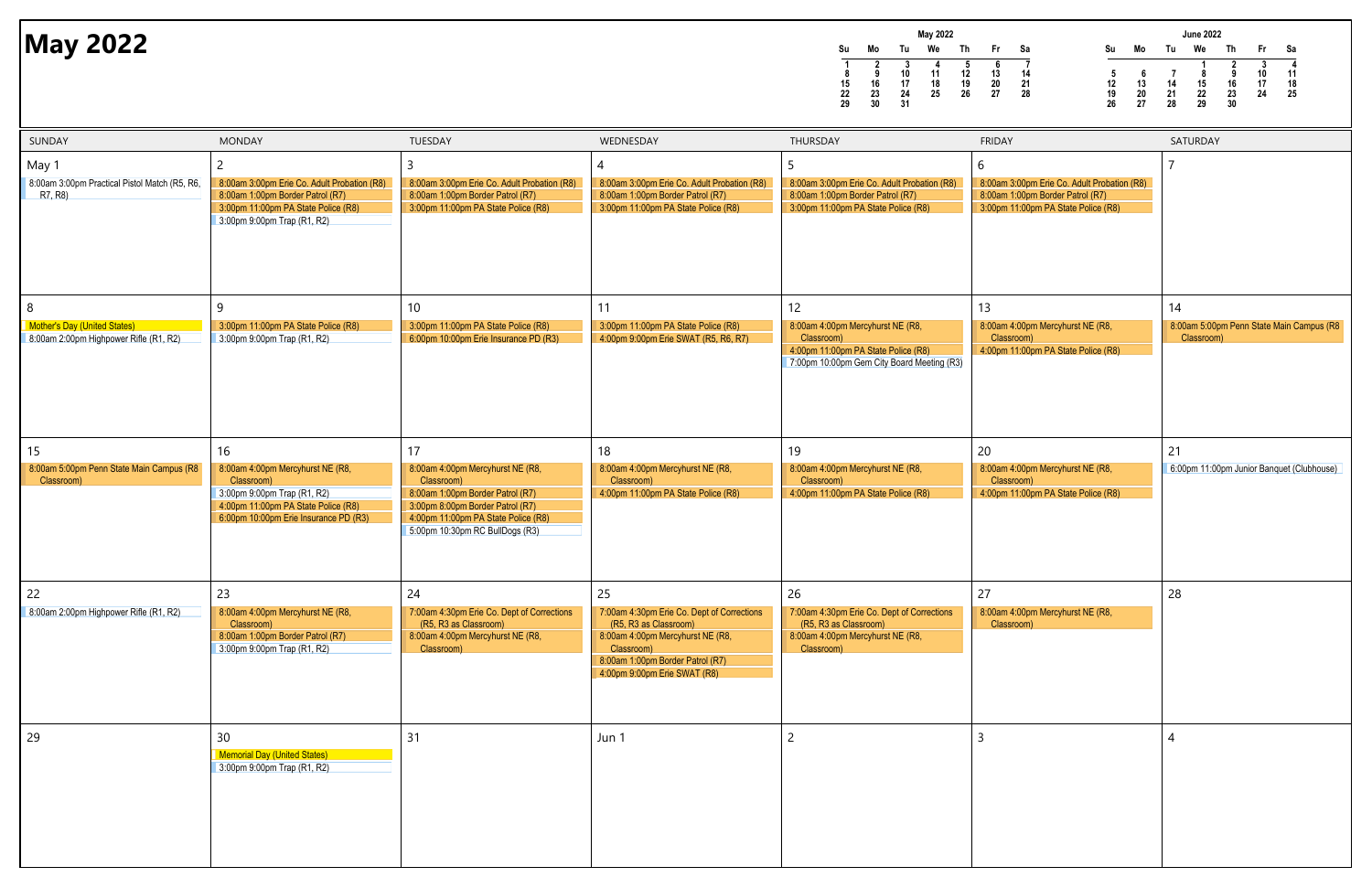# May 2022

| May 2022 | | | | | | |
|---|---|---|---|---|---|---|
| Su | Mo | Tu | We | Th | Fr | Sa |
| 1 | 2 | 3 | 4 | 5 | 6 | 7 |
| 8 | 9 | 10 | 11 | 12 | 13 | 14 |
| 15 | 16 | 17 | 18 | 19 | 20 | 21 |
| 22 | 23 | 24 | 25 | 26 | 27 | 28 |
| 29 | 30 | 31 | | | | |

| June 2022 | | | | | | |
|---|---|---|---|---|---|---|
| Su | Mo | Tu | We | Th | Fr | Sa |
| | | | 1 | 2 | 3 | 4 |
| 5 | 6 | 7 | 8 | 9 | 10 | 11 |
| 12 | 13 | 14 | 15 | 16 | 17 | 18 |
| 19 | 20 | 21 | 22 | 23 | 24 | 25 |
| 26 | 27 | 28 | 29 | 30 | | |

| SUNDAY | MONDAY | TUESDAY | WEDNESDAY | THURSDAY | FRIDAY | SATURDAY |
|---|---|---|---|---|---|---|
| May 1<br>8:00am 3:00pm Practical Pistol Match (R5, R6, R7, R8) | 2<br>8:00am 3:00pm Erie Co. Adult Probation (R8)<br>8:00am 1:00pm Border Patrol (R7)<br>3:00pm 11:00pm PA State Police (R8)<br>3:00pm 9:00pm Trap (R1, R2) | 3<br>8:00am 3:00pm Erie Co. Adult Probation (R8)<br>8:00am 1:00pm Border Patrol (R7)<br>3:00pm 11:00pm PA State Police (R8) | 4<br>8:00am 3:00pm Erie Co. Adult Probation (R8)<br>8:00am 1:00pm Border Patrol (R7)<br>3:00pm 11:00pm PA State Police (R8) | 5<br>8:00am 3:00pm Erie Co. Adult Probation (R8)<br>8:00am 1:00pm Border Patrol (R7)<br>3:00pm 11:00pm PA State Police (R8) | 6<br>8:00am 3:00pm Erie Co. Adult Probation (R8)<br>8:00am 1:00pm Border Patrol (R7)<br>3:00pm 11:00pm PA State Police (R8) | 7 |
| 8<br>Mother's Day (United States)<br>8:00am 2:00pm Highpower Rifle (R1, R2) | 9<br>3:00pm 11:00pm PA State Police (R8)<br>3:00pm 9:00pm Trap (R1, R2) | 10<br>3:00pm 11:00pm PA State Police (R8)<br>6:00pm 10:00pm Erie Insurance PD (R3) | 11<br>3:00pm 11:00pm PA State Police (R8)<br>4:00pm 9:00pm Erie SWAT (R5, R6, R7) | 12<br>8:00am 4:00pm Mercyhurst NE (R8, Classroom)<br>4:00pm 11:00pm PA State Police (R8)<br>7:00pm 10:00pm Gem City Board Meeting (R3) | 13<br>8:00am 4:00pm Mercyhurst NE (R8, Classroom)<br>4:00pm 11:00pm PA State Police (R8) | 14<br>8:00am 5:00pm Penn State Main Campus (R8 Classroom) |
| 15<br>8:00am 5:00pm Penn State Main Campus (R8 Classroom) | 16<br>8:00am 4:00pm Mercyhurst NE (R8, Classroom)<br>3:00pm 9:00pm Trap (R1, R2)<br>4:00pm 11:00pm PA State Police (R8)<br>6:00pm 10:00pm Erie Insurance PD (R3) | 17<br>8:00am 4:00pm Mercyhurst NE (R8, Classroom)<br>8:00am 1:00pm Border Patrol (R7)<br>3:00pm 8:00pm Border Patrol (R7)<br>4:00pm 11:00pm PA State Police (R8)<br>5:00pm 10:30pm RC BullDogs (R3) | 18<br>8:00am 4:00pm Mercyhurst NE (R8, Classroom)<br>4:00pm 11:00pm PA State Police (R8) | 19<br>8:00am 4:00pm Mercyhurst NE (R8, Classroom)<br>4:00pm 11:00pm PA State Police (R8) | 20<br>8:00am 4:00pm Mercyhurst NE (R8, Classroom)<br>4:00pm 11:00pm PA State Police (R8) | 21<br>6:00pm 11:00pm Junior Banquet (Clubhouse) |
| 22<br>8:00am 2:00pm Highpower Rifle (R1, R2) | 23<br>8:00am 4:00pm Mercyhurst NE (R8, Classroom)<br>8:00am 1:00pm Border Patrol (R7)<br>3:00pm 9:00pm Trap (R1, R2) | 24<br>7:00am 4:30pm Erie Co. Dept of Corrections (R5, R3 as Classroom)<br>8:00am 4:00pm Mercyhurst NE (R8, Classroom) | 25<br>7:00am 4:30pm Erie Co. Dept of Corrections (R5, R3 as Classroom)<br>8:00am 4:00pm Mercyhurst NE (R8, Classroom)<br>8:00am 1:00pm Border Patrol (R7)<br>4:00pm 9:00pm Erie SWAT (R8) | 26<br>7:00am 4:30pm Erie Co. Dept of Corrections (R5, R3 as Classroom)<br>8:00am 4:00pm Mercyhurst NE (R8, Classroom) | 27<br>8:00am 4:00pm Mercyhurst NE (R8, Classroom) | 28 |
| 29 | 30<br>Memorial Day (United States)<br>3:00pm 9:00pm Trap (R1, R2) | 31 | Jun 1 | 2 | 3 | 4 |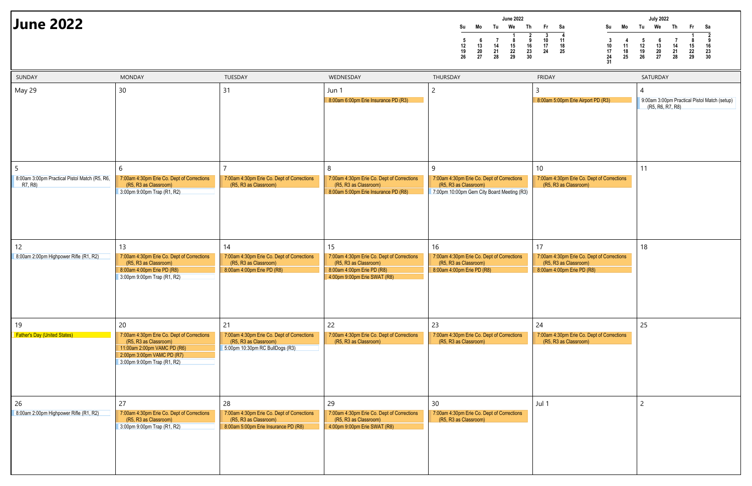# June 2022

**June 2022**

| Su | Mo | Tu | We | Th | Fr | Sa |
|---|---|---|---|---|---|---|
| | | | 1 | 2 | 3 | 4 |
| 5 | 6 | 7 | 8 | 9 | 10 | 11 |
| 12 | 13 | 14 | 15 | 16 | 17 | 18 |
| 19 | 20 | 21 | 22 | 23 | 24 | 25 |
| 26 | 27 | 28 | 29 | 30 | | |

**July 2022**

| Su | Mo | Tu | We | Th | Fr | Sa |
|---|---|---|---|---|---|---|
| | | | | | 1 | 2 |
| 3 | 4 | 5 | 6 | 7 | 8 | 9 |
| 10 | 11 | 12 | 13 | 14 | 15 | 16 |
| 17 | 18 | 19 | 20 | 21 | 22 | 23 |
| 24 | 25 | 26 | 27 | 28 | 29 | 30 |
| 31 | | | | | | |

| SUNDAY | MONDAY | TUESDAY | WEDNESDAY | THURSDAY | FRIDAY | SATURDAY |
|---|---|---|---|---|---|---|
| May 29 | 30 | 31 | Jun 1<br>8:00am 6:00pm Erie Insurance PD (R3) | 2 | 3<br>8:00am 5:00pm Erie Airport PD (R3) | 4<br>9:00am 3:00pm Practical Pistol Match (setup) (R5, R6, R7, R8) |
| 5<br>8:00am 3:00pm Practical Pistol Match (R5, R6, R7, R8) | 6<br>7:00am 4:30pm Erie Co. Dept of Corrections (R5, R3 as Classroom)<br>3:00pm 9:00pm Trap (R1, R2) | 7<br>7:00am 4:30pm Erie Co. Dept of Corrections (R5, R3 as Classroom) | 8<br>7:00am 4:30pm Erie Co. Dept of Corrections (R5, R3 as Classroom)<br>8:00am 5:00pm Erie Insurance PD (R8) | 9<br>7:00am 4:30pm Erie Co. Dept of Corrections (R5, R3 as Classroom)<br>7:00pm 10:00pm Gem City Board Meeting (R3) | 10<br>7:00am 4:30pm Erie Co. Dept of Corrections (R5, R3 as Classroom) | 11 |
| 12<br>8:00am 2:00pm Highpower Rifle (R1, R2) | 13<br>7:00am 4:30pm Erie Co. Dept of Corrections (R5, R3 as Classroom)<br>8:00am 4:00pm Erie PD (R8)<br>3:00pm 9:00pm Trap (R1, R2) | 14<br>7:00am 4:30pm Erie Co. Dept of Corrections (R5, R3 as Classroom)<br>8:00am 4:00pm Erie PD (R8) | 15<br>7:00am 4:30pm Erie Co. Dept of Corrections (R5, R3 as Classroom)<br>8:00am 4:00pm Erie PD (R8)<br>4:00pm 9:00pm Erie SWAT (R8) | 16<br>7:00am 4:30pm Erie Co. Dept of Corrections (R5, R3 as Classroom)<br>8:00am 4:00pm Erie PD (R8) | 17<br>7:00am 4:30pm Erie Co. Dept of Corrections (R5, R3 as Classroom)<br>8:00am 4:00pm Erie PD (R8) | 18 |
| 19<br>Father's Day (United States) | 20<br>7:00am 4:30pm Erie Co. Dept of Corrections (R5, R3 as Classroom)<br>11:00am 2:00pm VAMC PD (R6)<br>2:00pm 3:00pm VAMC PD (R7)<br>3:00pm 9:00pm Trap (R1, R2) | 21<br>7:00am 4:30pm Erie Co. Dept of Corrections (R5, R3 as Classroom)<br>5:00pm 10:30pm RC BullDogs (R3) | 22<br>7:00am 4:30pm Erie Co. Dept of Corrections (R5, R3 as Classroom) | 23<br>7:00am 4:30pm Erie Co. Dept of Corrections (R5, R3 as Classroom) | 24<br>7:00am 4:30pm Erie Co. Dept of Corrections (R5, R3 as Classroom) | 25 |
| 26<br>8:00am 2:00pm Highpower Rifle (R1, R2) | 27<br>7:00am 4:30pm Erie Co. Dept of Corrections (R5, R3 as Classroom)<br>3:00pm 9:00pm Trap (R1, R2) | 28<br>7:00am 4:30pm Erie Co. Dept of Corrections (R5, R3 as Classroom)<br>8:00am 5:00pm Erie Insurance PD (R8) | 29<br>7:00am 4:30pm Erie Co. Dept of Corrections (R5, R3 as Classroom)<br>4:00pm 9:00pm Erie SWAT (R8) | 30<br>7:00am 4:30pm Erie Co. Dept of Corrections (R5, R3 as Classroom) | Jul 1 | 2 |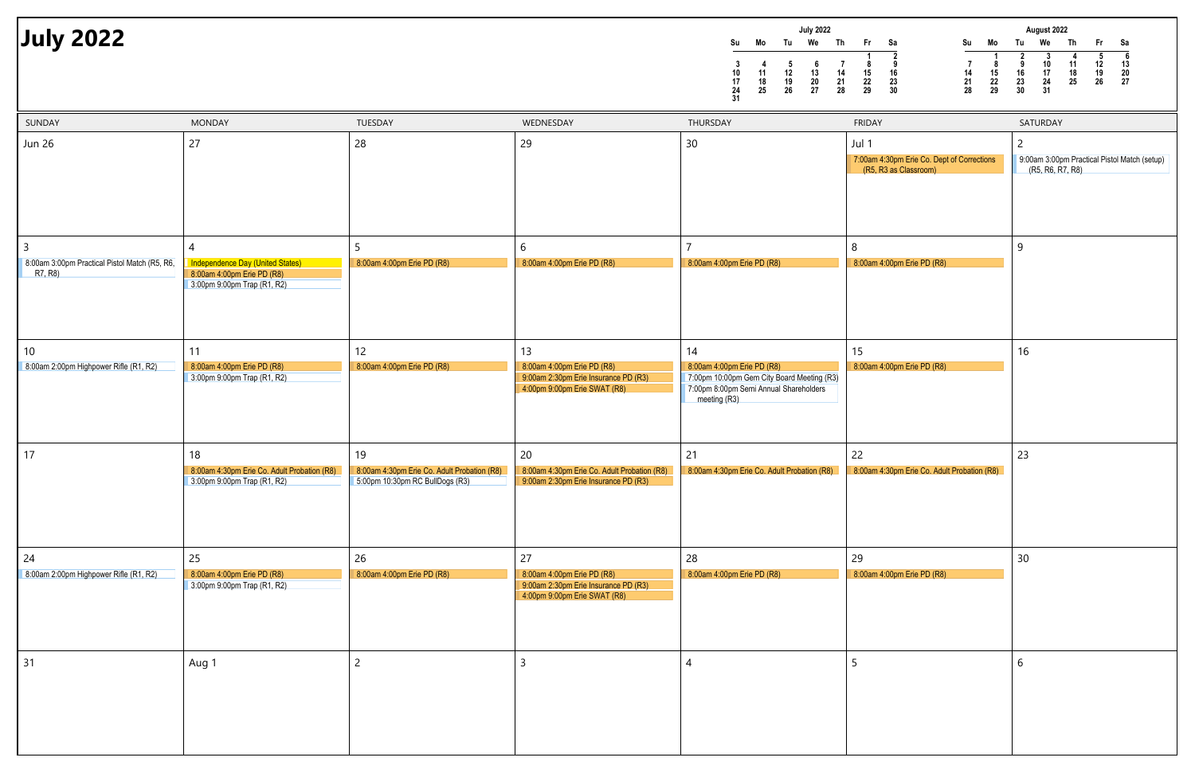# July 2022

**July 2022**

| Su | Mo | Tu | We | Th | Fr | Sa |
|---|---|---|---|---|---|---|
| | | | | | 1 | 2 |
| 3 | 4 | 5 | 6 | 7 | 8 | 9 |
| 10 | 11 | 12 | 13 | 14 | 15 | 16 |
| 17 | 18 | 19 | 20 | 21 | 22 | 23 |
| 24 | 25 | 26 | 27 | 28 | 29 | 30 |
| 31 | | | | | | |

**August 2022**

| Su | Mo | Tu | We | Th | Fr | Sa |
|---|---|---|---|---|---|---|
| | 1 | 2 | 3 | 4 | 5 | 6 |
| 7 | 8 | 9 | 10 | 11 | 12 | 13 |
| 14 | 15 | 16 | 17 | 18 | 19 | 20 |
| 21 | 22 | 23 | 24 | 25 | 26 | 27 |
| 28 | 29 | 30 | 31 | | | |

| SUNDAY | MONDAY | TUESDAY | WEDNESDAY | THURSDAY | FRIDAY | SATURDAY |
|---|---|---|---|---|---|---|
| Jun 26 | 27 | 28 | 29 | 30 | Jul 1<br>7:00am 4:30pm Erie Co. Dept of Corrections (R5, R3 as Classroom) | 2<br>9:00am 3:00pm Practical Pistol Match (setup) (R5, R6, R7, R8) |
| 3<br>8:00am 3:00pm Practical Pistol Match (R5, R6, R7, R8) | 4<br>Independence Day (United States)<br>8:00am 4:00pm Erie PD (R8)<br>3:00pm 9:00pm Trap (R1, R2) | 5<br>8:00am 4:00pm Erie PD (R8) | 6<br>8:00am 4:00pm Erie PD (R8) | 7<br>8:00am 4:00pm Erie PD (R8) | 8<br>8:00am 4:00pm Erie PD (R8) | 9 |
| 10<br>8:00am 2:00pm Highpower Rifle (R1, R2) | 11<br>8:00am 4:00pm Erie PD (R8)<br>3:00pm 9:00pm Trap (R1, R2) | 12<br>8:00am 4:00pm Erie PD (R8) | 13<br>8:00am 4:00pm Erie PD (R8)<br>9:00am 2:30pm Erie Insurance PD (R3)<br>4:00pm 9:00pm Erie SWAT (R8) | 14<br>8:00am 4:00pm Erie PD (R8)<br>7:00pm 10:00pm Gem City Board Meeting (R3)<br>7:00pm 8:00pm Semi Annual Shareholders meeting (R3) | 15<br>8:00am 4:00pm Erie PD (R8) | 16 |
| 17 | 18<br>8:00am 4:30pm Erie Co. Adult Probation (R8)<br>3:00pm 9:00pm Trap (R1, R2) | 19<br>8:00am 4:30pm Erie Co. Adult Probation (R8)<br>5:00pm 10:30pm RC BullDogs (R3) | 20<br>8:00am 4:30pm Erie Co. Adult Probation (R8)<br>9:00am 2:30pm Erie Insurance PD (R3) | 21<br>8:00am 4:30pm Erie Co. Adult Probation (R8) | 22<br>8:00am 4:30pm Erie Co. Adult Probation (R8) | 23 |
| 24<br>8:00am 2:00pm Highpower Rifle (R1, R2) | 25<br>8:00am 4:00pm Erie PD (R8)<br>3:00pm 9:00pm Trap (R1, R2) | 26<br>8:00am 4:00pm Erie PD (R8) | 27<br>8:00am 4:00pm Erie PD (R8)<br>9:00am 2:30pm Erie Insurance PD (R3)<br>4:00pm 9:00pm Erie SWAT (R8) | 28<br>8:00am 4:00pm Erie PD (R8) | 29<br>8:00am 4:00pm Erie PD (R8) | 30 |
| 31 | Aug 1 | 2 | 3 | 4 | 5 | 6 |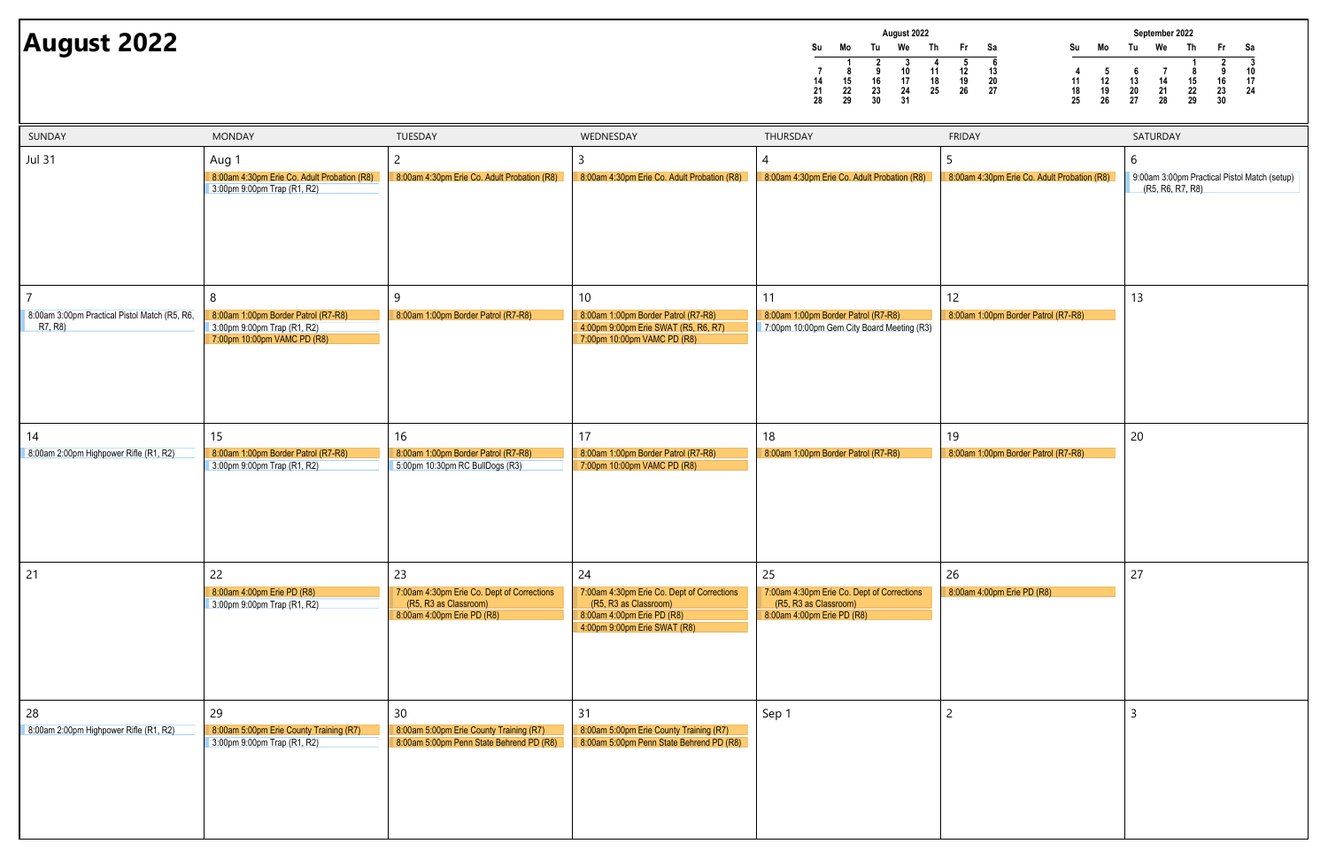# August 2022

**August 2022**

| Su | Mo | Tu | We | Th | Fr | Sa |
|---|---|---|---|---|---|---|
| | 1 | 2 | 3 | 4 | 5 | 6 |
| 7 | 8 | 9 | 10 | 11 | 12 | 13 |
| 14 | 15 | 16 | 17 | 18 | 19 | 20 |
| 21 | 22 | 23 | 24 | 25 | 26 | 27 |
| 28 | 29 | 30 | 31 | | | |

**September 2022**

| Su | Mo | Tu | We | Th | Fr | Sa |
|---|---|---|---|---|---|---|
| | | | | 1 | 2 | 3 |
| 4 | 5 | 6 | 7 | 8 | 9 | 10 |
| 11 | 12 | 13 | 14 | 15 | 16 | 17 |
| 18 | 19 | 20 | 21 | 22 | 23 | 24 |
| 25 | 26 | 27 | 28 | 29 | 30 | |

| SUNDAY | MONDAY | TUESDAY | WEDNESDAY | THURSDAY | FRIDAY | SATURDAY |
|---|---|---|---|---|---|---|
| Jul 31 | Aug 1<br>8:00am 4:30pm Erie Co. Adult Probation (R8)<br>3:00pm 9:00pm Trap (R1, R2) | 2<br>8:00am 4:30pm Erie Co. Adult Probation (R8) | 3<br>8:00am 4:30pm Erie Co. Adult Probation (R8) | 4<br>8:00am 4:30pm Erie Co. Adult Probation (R8) | 5<br>8:00am 4:30pm Erie Co. Adult Probation (R8) | 6<br>9:00am 3:00pm Practical Pistol Match (setup) (R5, R6, R7, R8) |
| 7<br>8:00am 3:00pm Practical Pistol Match (R5, R6, R7, R8) | 8<br>8:00am 1:00pm Border Patrol (R7-R8)<br>3:00pm 9:00pm Trap (R1, R2)<br>7:00pm 10:00pm VAMC PD (R8) | 9<br>8:00am 1:00pm Border Patrol (R7-R8) | 10<br>8:00am 1:00pm Border Patrol (R7-R8)<br>4:00pm 9:00pm Erie SWAT (R5, R6, R7)<br>7:00pm 10:00pm VAMC PD (R8) | 11<br>8:00am 1:00pm Border Patrol (R7-R8)<br>7:00pm 10:00pm Gem City Board Meeting (R3) | 12<br>8:00am 1:00pm Border Patrol (R7-R8) | 13 |
| 14<br>8:00am 2:00pm Highpower Rifle (R1, R2) | 15<br>8:00am 1:00pm Border Patrol (R7-R8)<br>3:00pm 9:00pm Trap (R1, R2) | 16<br>8:00am 1:00pm Border Patrol (R7-R8)<br>5:00pm 10:30pm RC BullDogs (R3) | 17<br>8:00am 1:00pm Border Patrol (R7-R8)<br>7:00pm 10:00pm VAMC PD (R8) | 18<br>8:00am 1:00pm Border Patrol (R7-R8) | 19<br>8:00am 1:00pm Border Patrol (R7-R8) | 20 |
| 21 | 22<br>8:00am 4:00pm Erie PD (R8)<br>3:00pm 9:00pm Trap (R1, R2) | 23<br>7:00am 4:30pm Erie Co. Dept of Corrections (R5, R3 as Classroom)<br>8:00am 4:00pm Erie PD (R8) | 24<br>7:00am 4:30pm Erie Co. Dept of Corrections (R5, R3 as Classroom)<br>8:00am 4:00pm Erie PD (R8)<br>4:00pm 9:00pm Erie SWAT (R8) | 25<br>7:00am 4:30pm Erie Co. Dept of Corrections (R5, R3 as Classroom)<br>8:00am 4:00pm Erie PD (R8) | 26<br>8:00am 4:00pm Erie PD (R8) | 27 |
| 28<br>8:00am 2:00pm Highpower Rifle (R1, R2) | 29<br>8:00am 5:00pm Erie County Training (R7)<br>3:00pm 9:00pm Trap (R1, R2) | 30<br>8:00am 5:00pm Erie County Training (R7)<br>8:00am 5:00pm Penn State Behrend PD (R8) | 31<br>8:00am 5:00pm Erie County Training (R7)<br>8:00am 5:00pm Penn State Behrend PD (R8) | Sep 1 | 2 | 3 |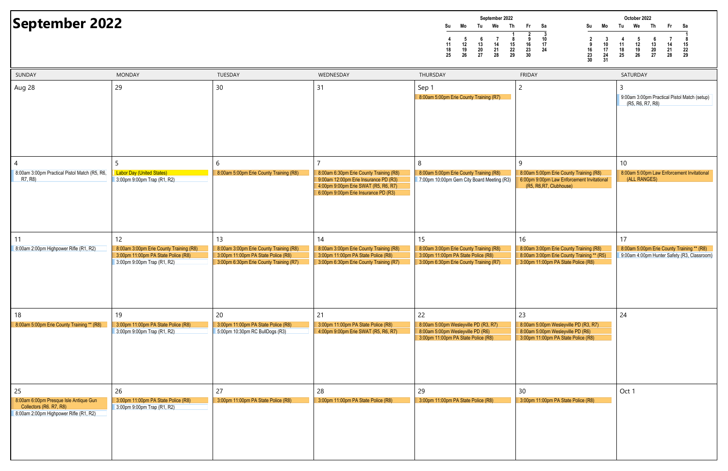# September 2022

**September 2022**

| Su | Mo | Tu | We | Th | Fr | Sa |
|---|---|---|---|---|---|---|
| | | | | 1 | 2 | 3 |
| 4 | 5 | 6 | 7 | 8 | 9 | 10 |
| 11 | 12 | 13 | 14 | 15 | 16 | 17 |
| 18 | 19 | 20 | 21 | 22 | 23 | 24 |
| 25 | 26 | 27 | 28 | 29 | 30 | |

**October 2022**

| Su | Mo | Tu | We | Th | Fr | Sa |
|---|---|---|---|---|---|---|
| | | | | | | 1 |
| 2 | 3 | 4 | 5 | 6 | 7 | 8 |
| 9 | 10 | 11 | 12 | 13 | 14 | 15 |
| 16 | 17 | 18 | 19 | 20 | 21 | 22 |
| 23 | 24 | 25 | 26 | 27 | 28 | 29 |
| 30 | 31 | | | | | |

| SUNDAY | MONDAY | TUESDAY | WEDNESDAY | THURSDAY | FRIDAY | SATURDAY |
|---|---|---|---|---|---|---|
| Aug 28 | 29 | 30 | 31 | Sep 1<br>8:00am 5:00pm Erie County Training (R7) | 2 | 3<br>9:00am 3:00pm Practical Pistol Match (setup) (R5, R6, R7, R8) |
| 4<br>8:00am 3:00pm Practical Pistol Match (R5, R6, R7, R8) | 5<br>Labor Day (United States)<br>3:00pm 9:00pm Trap (R1, R2) | 6<br>8:00am 5:00pm Erie County Training (R8) | 7<br>8:00am 6:30pm Erie County Training (R8)<br>9:00am 12:00pm Erie Insurance PD (R3)<br>4:00pm 9:00pm Erie SWAT (R5, R6, R7)<br>6:00pm 9:00pm Erie Insurance PD (R3) | 8<br>8:00am 5:00pm Erie County Training (R8)<br>7:00pm 10:00pm Gem City Board Meeting (R3) | 9<br>8:00am 5:00pm Erie County Training (R8)<br>6:00pm 9:00pm Law Enforcement Invitational (R5, R6,R7, Clubhouse) | 10<br>8:00am 5:00pm Law Enforcement Invitational (ALL RANGES) |
| 11<br>8:00am 2:00pm Highpower Rifle (R1, R2) | 12<br>8:00am 3:00pm Erie County Training (R8)<br>3:00pm 11:00pm PA State Police (R8)<br>3:00pm 9:00pm Trap (R1, R2) | 13<br>8:00am 3:00pm Erie County Training (R8)<br>3:00pm 11:00pm PA State Police (R8)<br>3:00pm 6:30pm Erie County Training (R7) | 14<br>8:00am 3:00pm Erie County Training (R8)<br>3:00pm 11:00pm PA State Police (R8)<br>3:00pm 6:30pm Erie County Training (R7) | 15<br>8:00am 3:00pm Erie County Training (R8)<br>3:00pm 11:00pm PA State Police (R8)<br>3:00pm 6:30pm Erie County Training (R7) | 16<br>8:00am 3:00pm Erie County Training (R8)<br>8:00am 3:00pm Erie County Training ** (R5)<br>3:00pm 11:00pm PA State Police (R8) | 17<br>8:00am 5:00pm Erie County Training ** (R8)<br>9:00am 4:00pm Hunter Safety (R3, Classroom) |
| 18<br>8:00am 5:00pm Erie County Training ** (R8) | 19<br>3:00pm 11:00pm PA State Police (R8)<br>3:00pm 9:00pm Trap (R1, R2) | 20<br>3:00pm 11:00pm PA State Police (R8)<br>5:00pm 10:30pm RC BullDogs (R3) | 21<br>3:00pm 11:00pm PA State Police (R8)<br>4:00pm 9:00pm Erie SWAT (R5, R6, R7) | 22<br>8:00am 5:00pm Wesleyville PD (R3, R7)<br>8:00am 5:00pm Wesleyville PD (R6)<br>3:00pm 11:00pm PA State Police (R8) | 23<br>8:00am 5:00pm Wesleyville PD (R3, R7)<br>8:00am 5:00pm Wesleyville PD (R6)<br>3:00pm 11:00pm PA State Police (R8) | 24 |
| 25<br>8:00am 6:00pm Presque Isle Antique Gun Collectors (R6. R7, R8)<br>8:00am 2:00pm Highpower Rifle (R1, R2) | 26<br>3:00pm 11:00pm PA State Police (R8)<br>3:00pm 9:00pm Trap (R1, R2) | 27<br>3:00pm 11:00pm PA State Police (R8) | 28<br>3:00pm 11:00pm PA State Police (R8) | 29<br>3:00pm 11:00pm PA State Police (R8) | 30<br>3:00pm 11:00pm PA State Police (R8) | Oct 1 |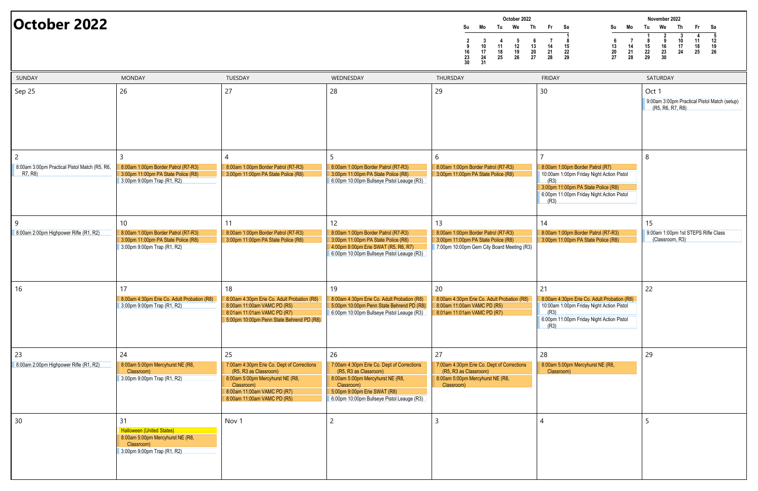# October 2022

| Su | Mo | Tu | We | Th | Fr | Sa |
|---|---|---|---|---|---|---|
| | | | | | | 1 |
| 2 | 3 | 4 | 5 | 6 | 7 | 8 |
| 9 | 10 | 11 | 12 | 13 | 14 | 15 |
| 16 | 17 | 18 | 19 | 20 | 21 | 22 |
| 23 | 24 | 25 | 26 | 27 | 28 | 29 |
| 30 | 31 | | | | | |

November 2022

| Su | Mo | Tu | We | Th | Fr | Sa |
|---|---|---|---|---|---|---|
| | | 1 | 2 | 3 | 4 | 5 |
| 6 | 7 | 8 | 9 | 10 | 11 | 12 |
| 13 | 14 | 15 | 16 | 17 | 18 | 19 |
| 20 | 21 | 22 | 23 | 24 | 25 | 26 |
| 27 | 28 | 29 | 30 | | | |

| SUNDAY | MONDAY | TUESDAY | WEDNESDAY | THURSDAY | FRIDAY | SATURDAY |
|---|---|---|---|---|---|---|
| Sep 25 | 26 | 27 | 28 | 29 | 30 | Oct 1<br>9:00am 3:00pm Practical Pistol Match (setup) (R5, R6, R7, R8) |
| 2<br>8:00am 3:00pm Practical Pistol Match (R5, R6, R7, R8) | 3<br>8:00am 1:00pm Border Patrol (R7-R3)<br>3:00pm 11:00pm PA State Police (R8)<br>3:00pm 9:00pm Trap (R1, R2) | 4<br>8:00am 1:00pm Border Patrol (R7-R3)<br>3:00pm 11:00pm PA State Police (R8) | 5<br>8:00am 1:00pm Border Patrol (R7-R3)<br>3:00pm 11:00pm PA State Police (R8)<br>6:00pm 10:00pm Bullseye Pistol Leauge (R3) | 6<br>8:00am 1:00pm Border Patrol (R7-R3)<br>3:00pm 11:00pm PA State Police (R8) | 7<br>8:00am 1:00pm Border Patrol (R7)<br>10:00am 1:00pm Friday Night Action Pistol (R3)<br>3:00pm 11:00pm PA State Police (R8)<br>6:00pm 11:00pm Friday Night Action Pistol (R3) | 8 |
| 9<br>8:00am 2:00pm Highpower Rifle (R1, R2) | 10<br>8:00am 1:00pm Border Patrol (R7-R3)<br>3:00pm 11:00pm PA State Police (R8)<br>3:00pm 9:00pm Trap (R1, R2) | 11<br>8:00am 1:00pm Border Patrol (R7-R3)<br>3:00pm 11:00pm PA State Police (R8) | 12<br>8:00am 1:00pm Border Patrol (R7-R3)<br>3:00pm 11:00pm PA State Police (R8)<br>4:00pm 9:00pm Erie SWAT (R5, R6, R7)<br>6:00pm 10:00pm Bullseye Pistol Leauge (R3) | 13<br>8:00am 1:00pm Border Patrol (R7-R3)<br>3:00pm 11:00pm PA State Police (R8)<br>7:00pm 10:00pm Gem City Board Meeting (R3) | 14<br>8:00am 1:00pm Border Patrol (R7-R3)<br>3:00pm 11:00pm PA State Police (R8) | 15<br>9:00am 1:00pm 1st STEPS Rifle Class (Classroom, R3) |
| 16 | 17<br>8:00am 4:30pm Erie Co. Adult Probation (R8)<br>3:00pm 9:00pm Trap (R1, R2) | 18<br>8:00am 4:30pm Erie Co. Adult Probation (R8)<br>8:00am 11:00am VAMC PD (R5)<br>8:01am 11:01am VAMC PD (R7)<br>5:00pm 10:00pm Penn State Behrend PD (R8) | 19<br>8:00am 4:30pm Erie Co. Adult Probation (R8)<br>5:00pm 10:00pm Penn State Behrend PD (R8)<br>6:00pm 10:00pm Bullseye Pistol Leauge (R3) | 20<br>8:00am 4:30pm Erie Co. Adult Probation (R8)<br>8:00am 11:00am VAMC PD (R5)<br>8:01am 11:01am VAMC PD (R7) | 21<br>8:00am 4:30pm Erie Co. Adult Probation (R8)<br>10:00am 1:00pm Friday Night Action Pistol (R3)<br>6:00pm 11:00pm Friday Night Action Pistol (R3) | 22 |
| 23<br>8:00am 2:00pm Highpower Rifle (R1, R2) | 24<br>8:00am 5:00pm Mercyhurst NE (R8, Classroom)<br>3:00pm 9:00pm Trap (R1, R2) | 25<br>7:00am 4:30pm Erie Co. Dept of Corrections (R5, R3 as Classroom)<br>8:00am 5:00pm Mercyhurst NE (R8, Classroom)<br>8:00am 11:00am VAMC PD (R7)<br>8:00am 11:00am VAMC PD (R5) | 26<br>7:00am 4:30pm Erie Co. Dept of Corrections (R5, R3 as Classroom)<br>8:00am 5:00pm Mercyhurst NE (R8, Classroom)<br>5:00pm 9:00pm Erie SWAT (R8)<br>6:00pm 10:00pm Bullseye Pistol Leauge (R3) | 27<br>7:00am 4:30pm Erie Co. Dept of Corrections (R5, R3 as Classroom)<br>8:00am 5:00pm Mercyhurst NE (R8, Classroom) | 28<br>8:00am 5:00pm Mercyhurst NE (R8, Classroom) | 29 |
| 30 | 31<br>Halloween (United States)<br>8:00am 5:00pm Mercyhurst NE (R8, Classroom)<br>3:00pm 9:00pm Trap (R1, R2) | Nov 1 | 2 | 3 | 4 | 5 |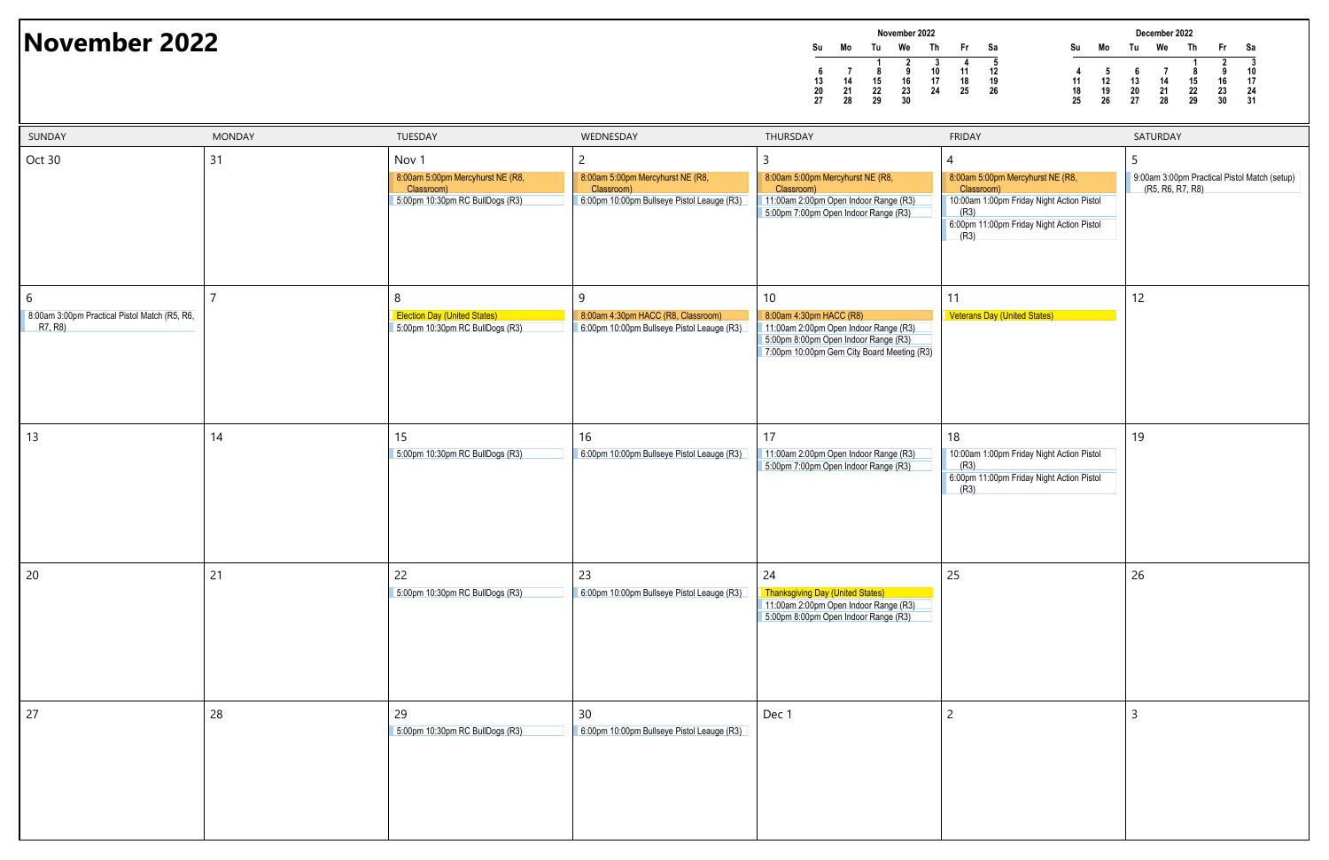# November 2022

**November 2022**

| Su | Mo | Tu | We | Th | Fr | Sa |
|---|---|---|---|---|---|---|
| | | 1 | 2 | 3 | 4 | 5 |
| 6 | 7 | 8 | 9 | 10 | 11 | 12 |
| 13 | 14 | 15 | 16 | 17 | 18 | 19 |
| 20 | 21 | 22 | 23 | 24 | 25 | 26 |
| 27 | 28 | 29 | 30 | | | |

**December 2022**

| Su | Mo | Tu | We | Th | Fr | Sa |
|---|---|---|---|---|---|---|
| | | | | 1 | 2 | 3 |
| 4 | 5 | 6 | 7 | 8 | 9 | 10 |
| 11 | 12 | 13 | 14 | 15 | 16 | 17 |
| 18 | 19 | 20 | 21 | 22 | 23 | 24 |
| 25 | 26 | 27 | 28 | 29 | 30 | 31 |

| SUNDAY | MONDAY | TUESDAY | WEDNESDAY | THURSDAY | FRIDAY | SATURDAY |
|---|---|---|---|---|---|---|
| Oct 30 | 31 | Nov 1<br>8:00am 5:00pm Mercyhurst NE (R8, Classroom)<br>5:00pm 10:30pm RC BullDogs (R3) | 2<br>8:00am 5:00pm Mercyhurst NE (R8, Classroom)<br>6:00pm 10:00pm Bullseye Pistol Leauge (R3) | 3<br>8:00am 5:00pm Mercyhurst NE (R8, Classroom)<br>11:00am 2:00pm Open Indoor Range (R3)<br>5:00pm 7:00pm Open Indoor Range (R3) | 4<br>8:00am 5:00pm Mercyhurst NE (R8, Classroom)<br>10:00am 1:00pm Friday Night Action Pistol (R3)<br>6:00pm 11:00pm Friday Night Action Pistol (R3) | 5<br>9:00am 3:00pm Practical Pistol Match (setup) (R5, R6, R7, R8) |
| 6<br>8:00am 3:00pm Practical Pistol Match (R5, R6, R7, R8) | 7 | 8<br>Election Day (United States)<br>5:00pm 10:30pm RC BullDogs (R3) | 9<br>8:00am 4:30pm HACC (R8, Classroom)<br>6:00pm 10:00pm Bullseye Pistol Leauge (R3) | 10<br>8:00am 4:30pm HACC (R8)<br>11:00am 2:00pm Open Indoor Range (R3)<br>5:00pm 8:00pm Open Indoor Range (R3)<br>7:00pm 10:00pm Gem City Board Meeting (R3) | 11<br>Veterans Day (United States) | 12 |
| 13 | 14 | 15<br>5:00pm 10:30pm RC BullDogs (R3) | 16<br>6:00pm 10:00pm Bullseye Pistol Leauge (R3) | 17<br>11:00am 2:00pm Open Indoor Range (R3)<br>5:00pm 7:00pm Open Indoor Range (R3) | 18<br>10:00am 1:00pm Friday Night Action Pistol (R3)<br>6:00pm 11:00pm Friday Night Action Pistol (R3) | 19 |
| 20 | 21 | 22<br>5:00pm 10:30pm RC BullDogs (R3) | 23<br>6:00pm 10:00pm Bullseye Pistol Leauge (R3) | 24<br>Thanksgiving Day (United States)<br>11:00am 2:00pm Open Indoor Range (R3)<br>5:00pm 8:00pm Open Indoor Range (R3) | 25 | 26 |
| 27 | 28 | 29<br>5:00pm 10:30pm RC BullDogs (R3) | 30<br>6:00pm 10:00pm Bullseye Pistol Leauge (R3) | Dec 1 | 2 | 3 |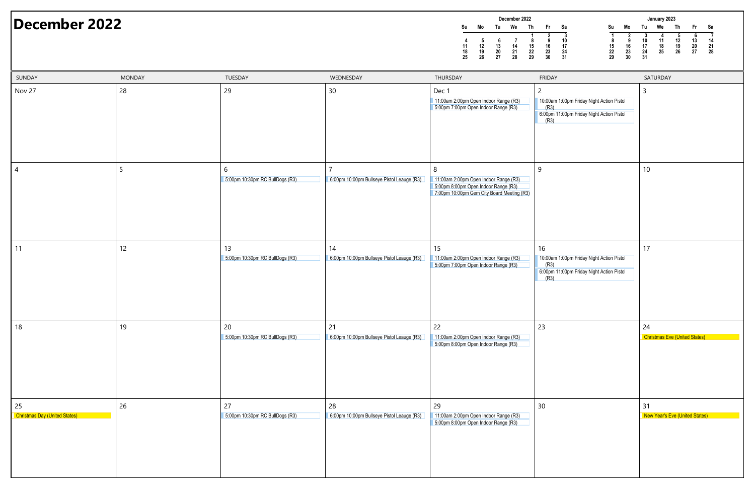# December 2022

**December 2022**

| Su | Mo | Tu | We | Th | Fr | Sa |
|---|---|---|---|---|---|---|
| | | | | 1 | 2 | 3 |
| 4 | 5 | 6 | 7 | 8 | 9 | 10 |
| 11 | 12 | 13 | 14 | 15 | 16 | 17 |
| 18 | 19 | 20 | 21 | 22 | 23 | 24 |
| 25 | 26 | 27 | 28 | 29 | 30 | 31 |

**January 2023**

| Su | Mo | Tu | We | Th | Fr | Sa |
|---|---|---|---|---|---|---|
| 1 | 2 | 3 | 4 | 5 | 6 | 7 |
| 8 | 9 | 10 | 11 | 12 | 13 | 14 |
| 15 | 16 | 17 | 18 | 19 | 20 | 21 |
| 22 | 23 | 24 | 25 | 26 | 27 | 28 |
| 29 | 30 | 31 | | | | |

| SUNDAY | MONDAY | TUESDAY | WEDNESDAY | THURSDAY | FRIDAY | SATURDAY |
|---|---|---|---|---|---|---|
| Nov 27 | 28 | 29 | 30 | Dec 1<br>11:00am 2:00pm Open Indoor Range (R3)<br>5:00pm 7:00pm Open Indoor Range (R3) | 2<br>10:00am 1:00pm Friday Night Action Pistol (R3)<br>6:00pm 11:00pm Friday Night Action Pistol (R3) | 3 |
| 4 | 5 | 6<br>5:00pm 10:30pm RC BullDogs (R3) | 7<br>6:00pm 10:00pm Bullseye Pistol Leauge (R3) | 8<br>11:00am 2:00pm Open Indoor Range (R3)<br>5:00pm 8:00pm Open Indoor Range (R3)<br>7:00pm 10:00pm Gem City Board Meeting (R3) | 9 | 10 |
| 11 | 12 | 13<br>5:00pm 10:30pm RC BullDogs (R3) | 14<br>6:00pm 10:00pm Bullseye Pistol Leauge (R3) | 15<br>11:00am 2:00pm Open Indoor Range (R3)<br>5:00pm 7:00pm Open Indoor Range (R3) | 16<br>10:00am 1:00pm Friday Night Action Pistol (R3)<br>6:00pm 11:00pm Friday Night Action Pistol (R3) | 17 |
| 18 | 19 | 20<br>5:00pm 10:30pm RC BullDogs (R3) | 21<br>6:00pm 10:00pm Bullseye Pistol Leauge (R3) | 22<br>11:00am 2:00pm Open Indoor Range (R3)<br>5:00pm 8:00pm Open Indoor Range (R3) | 23 | 24<br>Christmas Eve (United States) |
| 25<br>Christmas Day (United States) | 26 | 27<br>5:00pm 10:30pm RC BullDogs (R3) | 28<br>6:00pm 10:00pm Bullseye Pistol Leauge (R3) | 29<br>11:00am 2:00pm Open Indoor Range (R3)<br>5:00pm 8:00pm Open Indoor Range (R3) | 30 | 31<br>New Year's Eve (United States) |